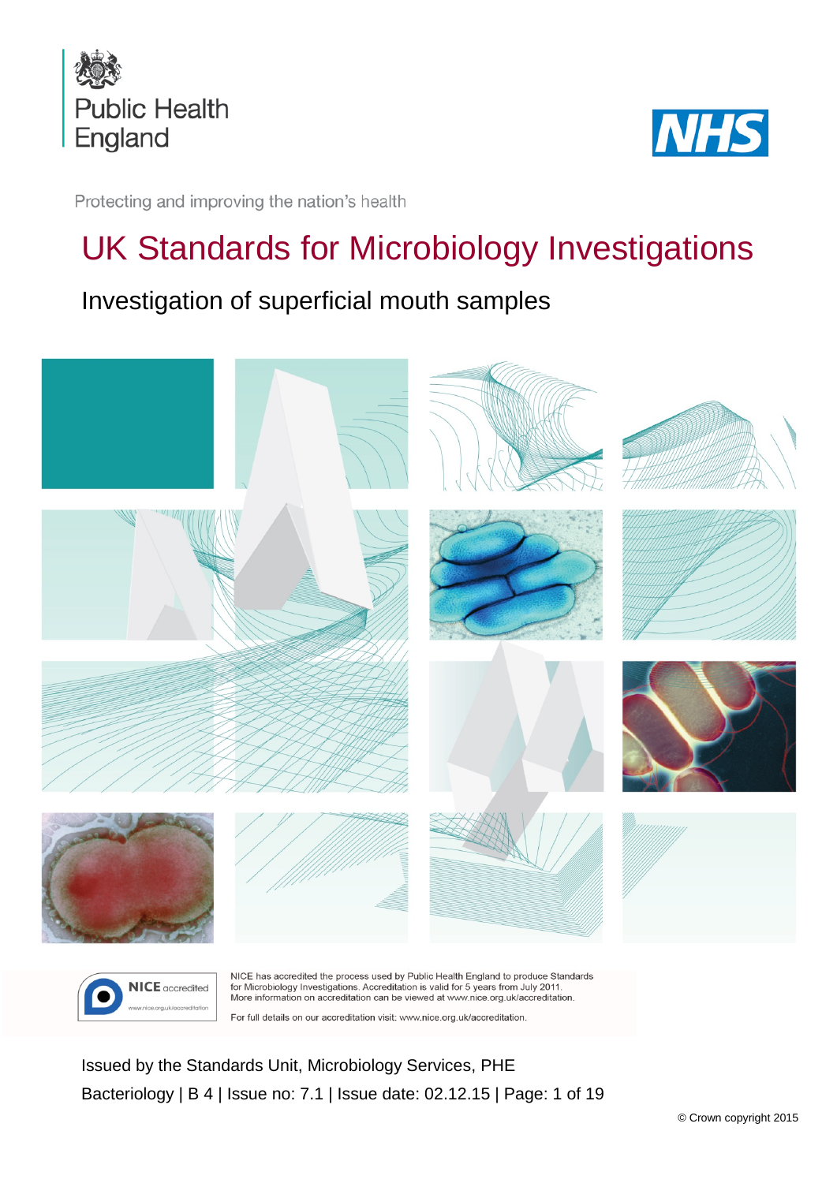Public Health England

NHS

Protecting and improving the nation's health

# UK Standards for Microbiology Investigations

## Investigation of superficial mouth samples

NICE accredited

www.nice.org.uk/accreditation

NICE has accredited the process used by Public Health England to produce Standards for Microbiology Investigations. Accreditation is valid for 5 years from July 2011. More information on accreditation can be viewed at www.nice.org.uk/accreditation.

For full details on our accreditation visit: www.nice.org.uk/accreditation.

Issued by the Standards Unit, Microbiology Services, PHE

Bacteriology | B 4 | Issue no: 7.1 | Issue date: 02.12.15 | Page: 1 of 19

© Crown copyright 2015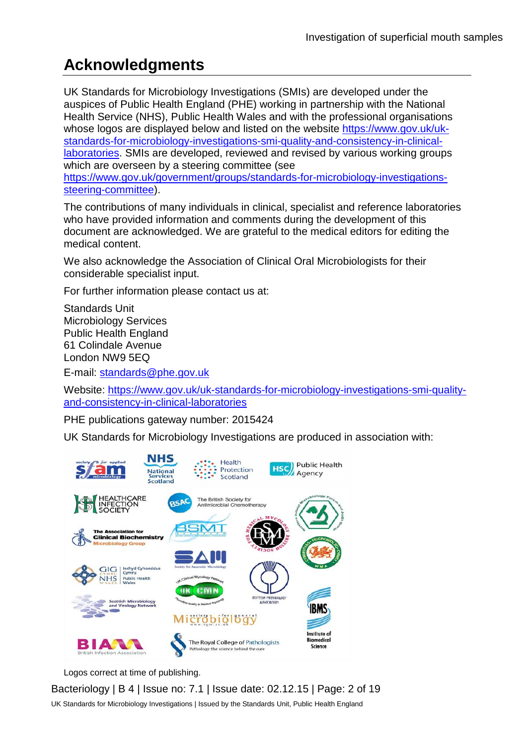# Acknowledgments

UK Standards for Microbiology Investigations (SMIs) are developed under the auspices of Public Health England (PHE) working in partnership with the National Health Service (NHS), Public Health Wales and with the professional organisations whose logos are displayed below and listed on the website https://www.gov.uk/uk-standards-for-microbiology-investigations-smi-quality-and-consistency-in-clinical-laboratories. SMIs are developed, reviewed and revised by various working groups which are overseen by a steering committee (see https://www.gov.uk/government/groups/standards-for-microbiology-investigations-steering-committee).

The contributions of many individuals in clinical, specialist and reference laboratories who have provided information and comments during the development of this document are acknowledged. We are grateful to the medical editors for editing the medical content.

We also acknowledge the Association of Clinical Oral Microbiologists for their considerable specialist input.

For further information please contact us at:

Standards Unit
Microbiology Services
Public Health England
61 Colindale Avenue
London NW9 5EQ

E-mail: standards@phe.gov.uk

Website: https://www.gov.uk/uk-standards-for-microbiology-investigations-smi-quality-and-consistency-in-clinical-laboratories

PHE publications gateway number: 2015424

UK Standards for Microbiology Investigations are produced in association with:

Logos correct at time of publishing.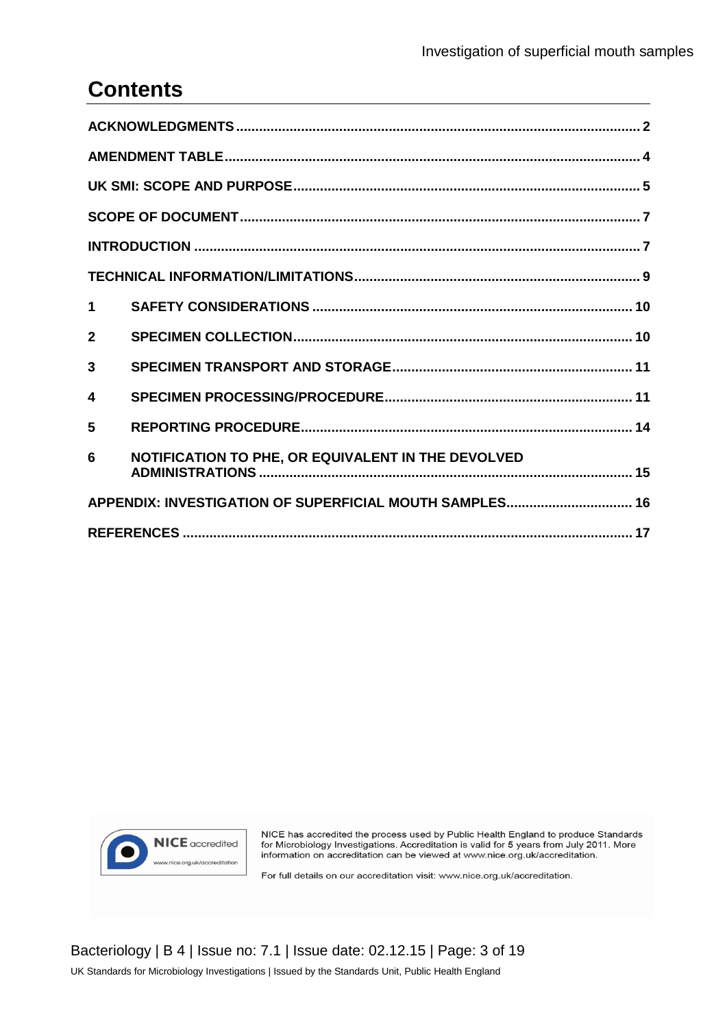# Contents

ACKNOWLEDGMENTS ........................................................................................................ 2

AMENDMENT TABLE ........................................................................................................ 4

UK SMI: SCOPE AND PURPOSE ........................................................................................................ 5

SCOPE OF DOCUMENT ........................................................................................................ 7

INTRODUCTION ........................................................................................................ 7

TECHNICAL INFORMATION/LIMITATIONS ........................................................................................................ 9

1 SAFETY CONSIDERATIONS ........................................................................................................ 10

2 SPECIMEN COLLECTION ........................................................................................................ 10

3 SPECIMEN TRANSPORT AND STORAGE ........................................................................................................ 11

4 SPECIMEN PROCESSING/PROCEDURE ........................................................................................................ 11

5 REPORTING PROCEDURE ........................................................................................................ 14

6 NOTIFICATION TO PHE, OR EQUIVALENT IN THE DEVOLVED ADMINISTRATIONS ........................................................................................................ 15

APPENDIX: INVESTIGATION OF SUPERFICIAL MOUTH SAMPLES ........................................................................................................ 16

REFERENCES ........................................................................................................ 17

NICE accredited
www.nice.org.uk/accreditation

NICE has accredited the process used by Public Health England to produce Standards for Microbiology Investigations. Accreditation is valid for 5 years from July 2011. More information on accreditation can be viewed at www.nice.org.uk/accreditation.

For full details on our accreditation visit: www.nice.org.uk/accreditation.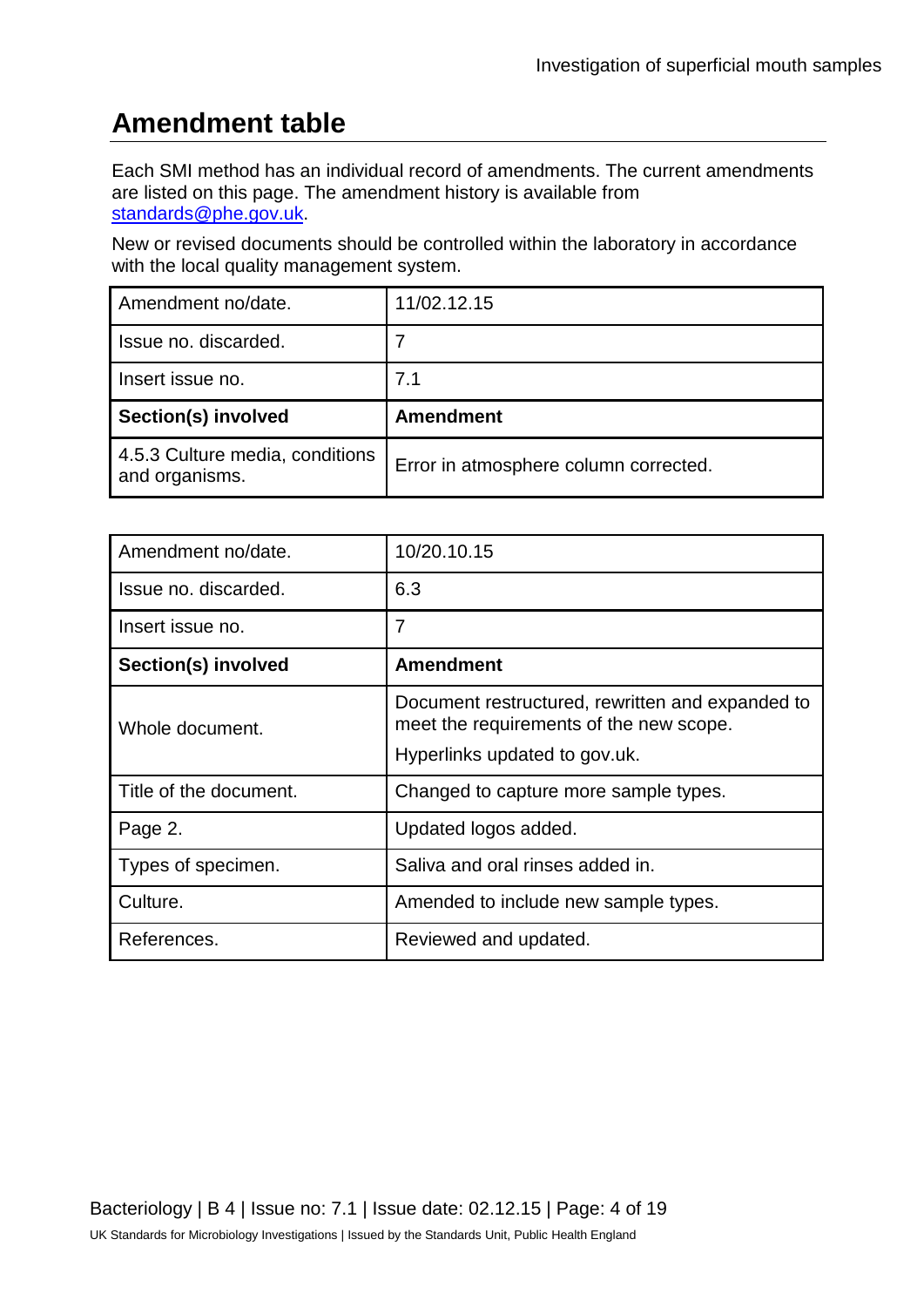## Amendment table

Each SMI method has an individual record of amendments. The current amendments are listed on this page. The amendment history is available from standards@phe.gov.uk.

New or revised documents should be controlled within the laboratory in accordance with the local quality management system.

| Amendment no/date. | 11/02.12.15 |
|---|---|
| Issue no. discarded. | 7 |
| Insert issue no. | 7.1 |
| **Section(s) involved** | **Amendment** |
| 4.5.3 Culture media, conditions and organisms. | Error in atmosphere column corrected. |

| Amendment no/date. | 10/20.10.15 |
|---|---|
| Issue no. discarded. | 6.3 |
| Insert issue no. | 7 |
| **Section(s) involved** | **Amendment** |
| Whole document. | Document restructured, rewritten and expanded to meet the requirements of the new scope. Hyperlinks updated to gov.uk. |
| Title of the document. | Changed to capture more sample types. |
| Page 2. | Updated logos added. |
| Types of specimen. | Saliva and oral rinses added in. |
| Culture. | Amended to include new sample types. |
| References. | Reviewed and updated. |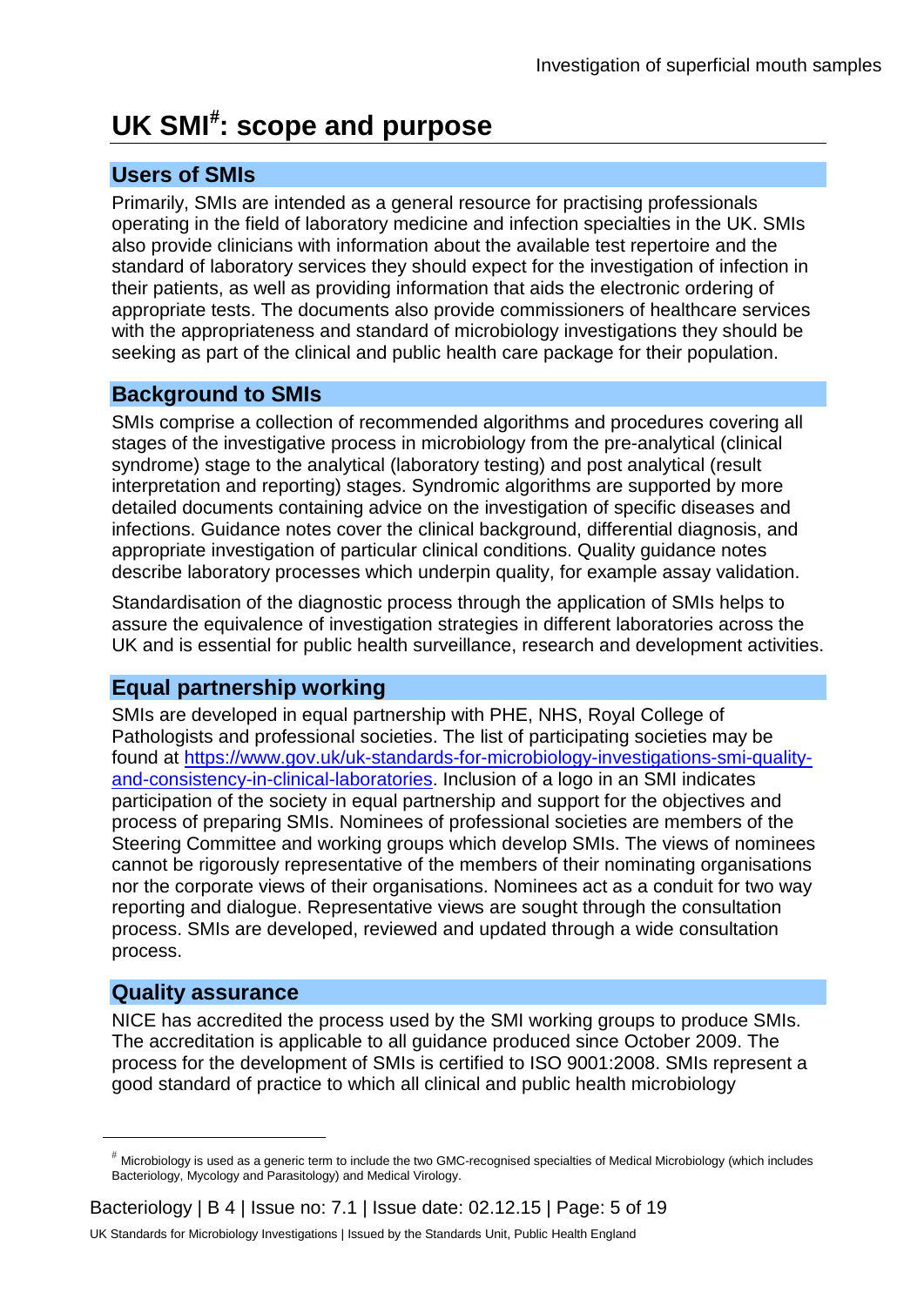# UK SMI[#]: scope and purpose

## Users of SMIs

Primarily, SMIs are intended as a general resource for practising professionals operating in the field of laboratory medicine and infection specialties in the UK. SMIs also provide clinicians with information about the available test repertoire and the standard of laboratory services they should expect for the investigation of infection in their patients, as well as providing information that aids the electronic ordering of appropriate tests. The documents also provide commissioners of healthcare services with the appropriateness and standard of microbiology investigations they should be seeking as part of the clinical and public health care package for their population.

## Background to SMIs

SMIs comprise a collection of recommended algorithms and procedures covering all stages of the investigative process in microbiology from the pre-analytical (clinical syndrome) stage to the analytical (laboratory testing) and post analytical (result interpretation and reporting) stages. Syndromic algorithms are supported by more detailed documents containing advice on the investigation of specific diseases and infections. Guidance notes cover the clinical background, differential diagnosis, and appropriate investigation of particular clinical conditions. Quality guidance notes describe laboratory processes which underpin quality, for example assay validation.

Standardisation of the diagnostic process through the application of SMIs helps to assure the equivalence of investigation strategies in different laboratories across the UK and is essential for public health surveillance, research and development activities.

## Equal partnership working

SMIs are developed in equal partnership with PHE, NHS, Royal College of Pathologists and professional societies. The list of participating societies may be found at [https://www.gov.uk/uk-standards-for-microbiology-investigations-smi-quality-and-consistency-in-clinical-laboratories](https://www.gov.uk/uk-standards-for-microbiology-investigations-smi-quality-and-consistency-in-clinical-laboratories). Inclusion of a logo in an SMI indicates participation of the society in equal partnership and support for the objectives and process of preparing SMIs. Nominees of professional societies are members of the Steering Committee and working groups which develop SMIs. The views of nominees cannot be rigorously representative of the members of their nominating organisations nor the corporate views of their organisations. Nominees act as a conduit for two way reporting and dialogue. Representative views are sought through the consultation process. SMIs are developed, reviewed and updated through a wide consultation process.

## Quality assurance

NICE has accredited the process used by the SMI working groups to produce SMIs. The accreditation is applicable to all guidance produced since October 2009. The process for the development of SMIs is certified to ISO 9001:2008. SMIs represent a good standard of practice to which all clinical and public health microbiology

---

[#] Microbiology is used as a generic term to include the two GMC-recognised specialties of Medical Microbiology (which includes Bacteriology, Mycology and Parasitology) and Medical Virology.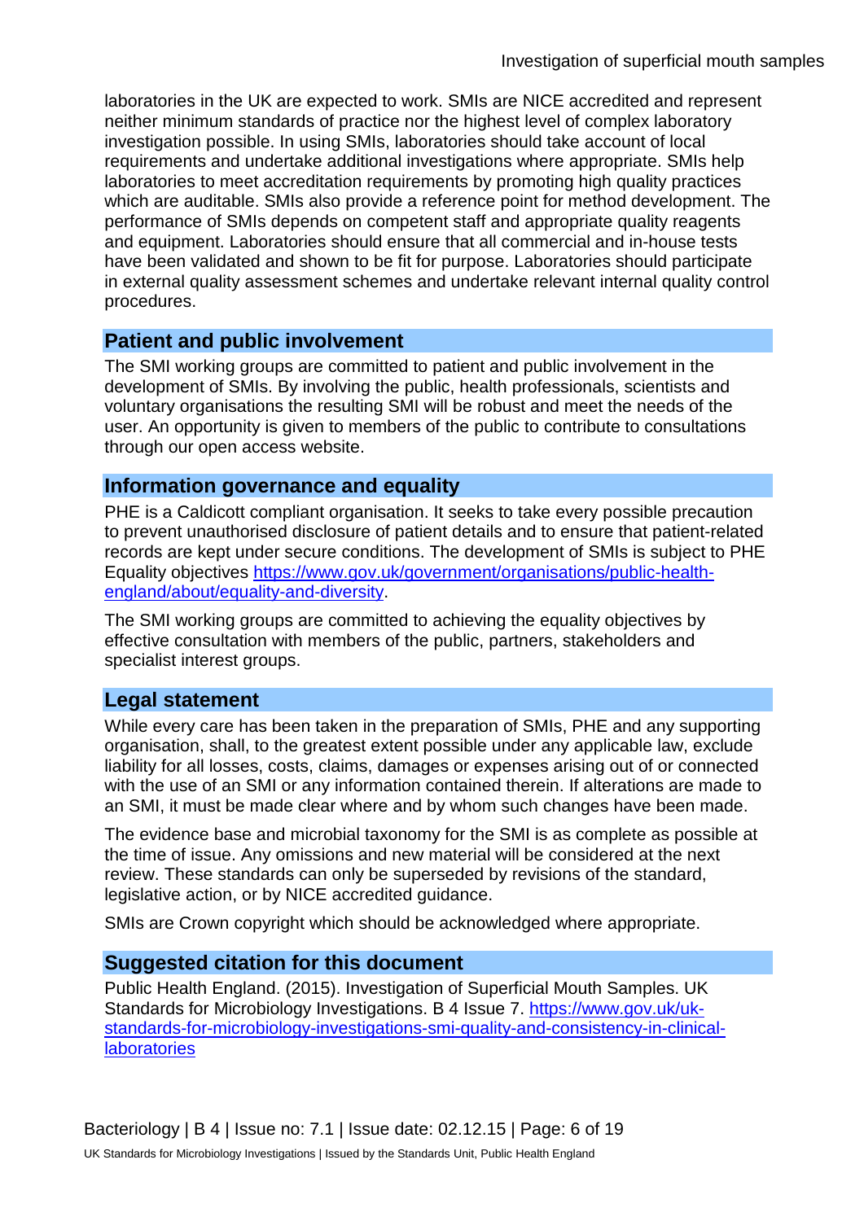laboratories in the UK are expected to work. SMIs are NICE accredited and represent neither minimum standards of practice nor the highest level of complex laboratory investigation possible. In using SMIs, laboratories should take account of local requirements and undertake additional investigations where appropriate. SMIs help laboratories to meet accreditation requirements by promoting high quality practices which are auditable. SMIs also provide a reference point for method development. The performance of SMIs depends on competent staff and appropriate quality reagents and equipment. Laboratories should ensure that all commercial and in-house tests have been validated and shown to be fit for purpose. Laboratories should participate in external quality assessment schemes and undertake relevant internal quality control procedures.

## Patient and public involvement

The SMI working groups are committed to patient and public involvement in the development of SMIs. By involving the public, health professionals, scientists and voluntary organisations the resulting SMI will be robust and meet the needs of the user. An opportunity is given to members of the public to contribute to consultations through our open access website.

## Information governance and equality

PHE is a Caldicott compliant organisation. It seeks to take every possible precaution to prevent unauthorised disclosure of patient details and to ensure that patient-related records are kept under secure conditions. The development of SMIs is subject to PHE Equality objectives [https://www.gov.uk/government/organisations/public-health-england/about/equality-and-diversity](https://www.gov.uk/government/organisations/public-health-england/about/equality-and-diversity).

The SMI working groups are committed to achieving the equality objectives by effective consultation with members of the public, partners, stakeholders and specialist interest groups.

## Legal statement

While every care has been taken in the preparation of SMIs, PHE and any supporting organisation, shall, to the greatest extent possible under any applicable law, exclude liability for all losses, costs, claims, damages or expenses arising out of or connected with the use of an SMI or any information contained therein. If alterations are made to an SMI, it must be made clear where and by whom such changes have been made.

The evidence base and microbial taxonomy for the SMI is as complete as possible at the time of issue. Any omissions and new material will be considered at the next review. These standards can only be superseded by revisions of the standard, legislative action, or by NICE accredited guidance.

SMIs are Crown copyright which should be acknowledged where appropriate.

## Suggested citation for this document

Public Health England. (2015). Investigation of Superficial Mouth Samples. UK Standards for Microbiology Investigations. B 4 Issue 7. [https://www.gov.uk/uk-standards-for-microbiology-investigations-smi-quality-and-consistency-in-clinical-laboratories](https://www.gov.uk/uk-standards-for-microbiology-investigations-smi-quality-and-consistency-in-clinical-laboratories)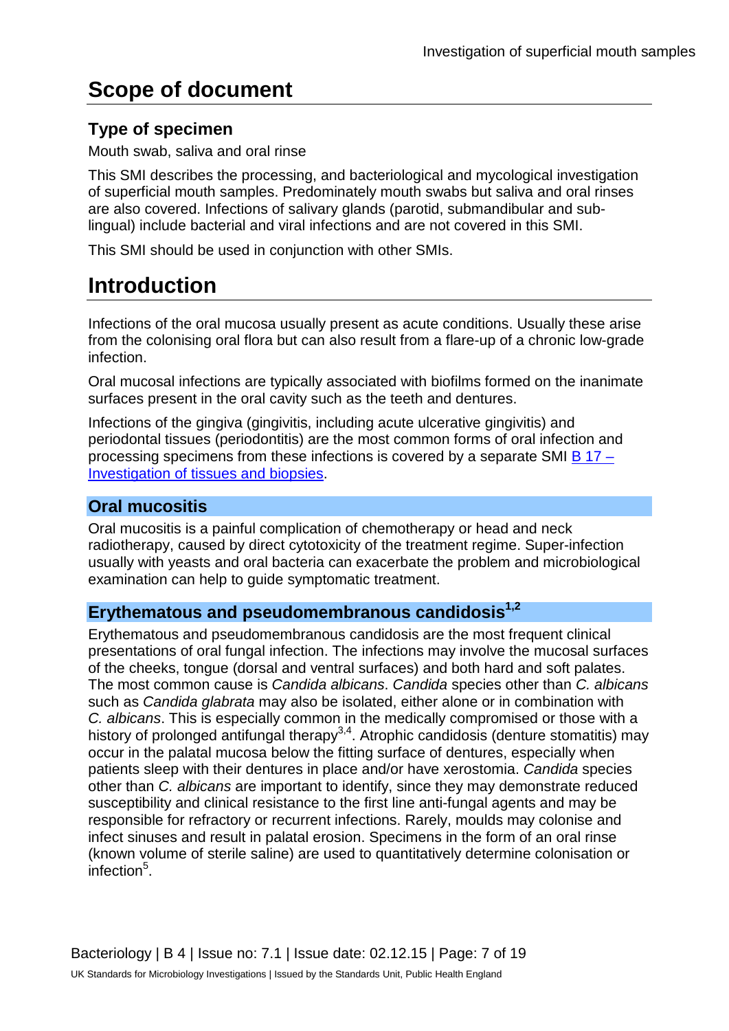# Scope of document

## Type of specimen

Mouth swab, saliva and oral rinse

This SMI describes the processing, and bacteriological and mycological investigation of superficial mouth samples. Predominately mouth swabs but saliva and oral rinses are also covered. Infections of salivary glands (parotid, submandibular and sub-lingual) include bacterial and viral infections and are not covered in this SMI.

This SMI should be used in conjunction with other SMIs.

# Introduction

Infections of the oral mucosa usually present as acute conditions. Usually these arise from the colonising oral flora but can also result from a flare-up of a chronic low-grade infection.

Oral mucosal infections are typically associated with biofilms formed on the inanimate surfaces present in the oral cavity such as the teeth and dentures.

Infections of the gingiva (gingivitis, including acute ulcerative gingivitis) and periodontal tissues (periodontitis) are the most common forms of oral infection and processing specimens from these infections is covered by a separate SMI [B 17 – Investigation of tissues and biopsies](#).

## Oral mucositis

Oral mucositis is a painful complication of chemotherapy or head and neck radiotherapy, caused by direct cytotoxicity of the treatment regime. Super-infection usually with yeasts and oral bacteria can exacerbate the problem and microbiological examination can help to guide symptomatic treatment.

## Erythematous and pseudomembranous candidosis[1,2]

Erythematous and pseudomembranous candidosis are the most frequent clinical presentations of oral fungal infection. The infections may involve the mucosal surfaces of the cheeks, tongue (dorsal and ventral surfaces) and both hard and soft palates. The most common cause is *Candida albicans*. *Candida* species other than *C. albicans* such as *Candida glabrata* may also be isolated, either alone or in combination with *C. albicans*. This is especially common in the medically compromised or those with a history of prolonged antifungal therapy[3,4]. Atrophic candidosis (denture stomatitis) may occur in the palatal mucosa below the fitting surface of dentures, especially when patients sleep with their dentures in place and/or have xerostomia. *Candida* species other than *C. albicans* are important to identify, since they may demonstrate reduced susceptibility and clinical resistance to the first line anti-fungal agents and may be responsible for refractory or recurrent infections. Rarely, moulds may colonise and infect sinuses and result in palatal erosion. Specimens in the form of an oral rinse (known volume of sterile saline) are used to quantitatively determine colonisation or infection[5].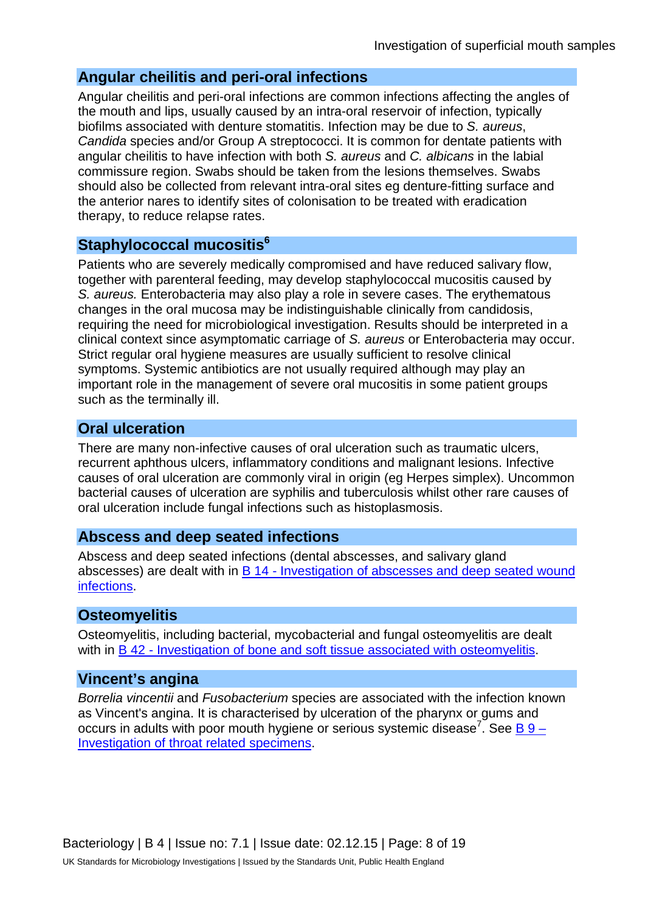## Angular cheilitis and peri-oral infections

Angular cheilitis and peri-oral infections are common infections affecting the angles of the mouth and lips, usually caused by an intra-oral reservoir of infection, typically biofilms associated with denture stomatitis. Infection may be due to *S. aureus*, *Candida* species and/or Group A streptococci. It is common for dentate patients with angular cheilitis to have infection with both *S. aureus* and *C. albicans* in the labial commissure region. Swabs should be taken from the lesions themselves. Swabs should also be collected from relevant intra-oral sites eg denture-fitting surface and the anterior nares to identify sites of colonisation to be treated with eradication therapy, to reduce relapse rates.

## Staphylococcal mucositis[6]

Patients who are severely medically compromised and have reduced salivary flow, together with parenteral feeding, may develop staphylococcal mucositis caused by *S. aureus.* Enterobacteria may also play a role in severe cases. The erythematous changes in the oral mucosa may be indistinguishable clinically from candidosis, requiring the need for microbiological investigation. Results should be interpreted in a clinical context since asymptomatic carriage of *S. aureus* or Enterobacteria may occur. Strict regular oral hygiene measures are usually sufficient to resolve clinical symptoms. Systemic antibiotics are not usually required although may play an important role in the management of severe oral mucositis in some patient groups such as the terminally ill.

## Oral ulceration

There are many non-infective causes of oral ulceration such as traumatic ulcers, recurrent aphthous ulcers, inflammatory conditions and malignant lesions. Infective causes of oral ulceration are commonly viral in origin (eg Herpes simplex). Uncommon bacterial causes of ulceration are syphilis and tuberculosis whilst other rare causes of oral ulceration include fungal infections such as histoplasmosis.

## Abscess and deep seated infections

Abscess and deep seated infections (dental abscesses, and salivary gland abscesses) are dealt with in B 14 - Investigation of abscesses and deep seated wound infections.

## Osteomyelitis

Osteomyelitis, including bacterial, mycobacterial and fungal osteomyelitis are dealt with in B 42 - Investigation of bone and soft tissue associated with osteomyelitis.

## Vincent's angina

*Borrelia vincentii* and *Fusobacterium* species are associated with the infection known as Vincent's angina. It is characterised by ulceration of the pharynx or gums and occurs in adults with poor mouth hygiene or serious systemic disease[7]. See B 9 – Investigation of throat related specimens.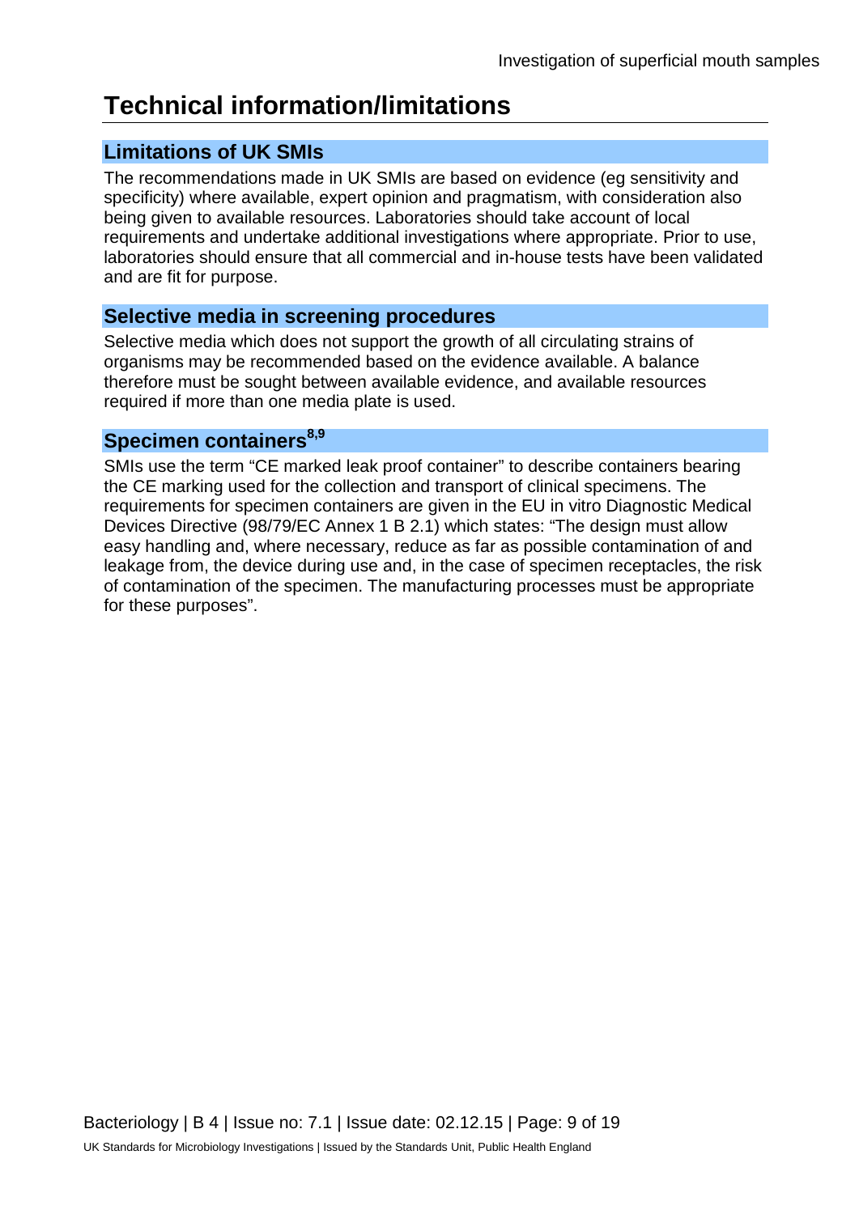# Technical information/limitations

## Limitations of UK SMIs

The recommendations made in UK SMIs are based on evidence (eg sensitivity and specificity) where available, expert opinion and pragmatism, with consideration also being given to available resources. Laboratories should take account of local requirements and undertake additional investigations where appropriate. Prior to use, laboratories should ensure that all commercial and in-house tests have been validated and are fit for purpose.

## Selective media in screening procedures

Selective media which does not support the growth of all circulating strains of organisms may be recommended based on the evidence available. A balance therefore must be sought between available evidence, and available resources required if more than one media plate is used.

## Specimen containers[8,9]

SMIs use the term "CE marked leak proof container" to describe containers bearing the CE marking used for the collection and transport of clinical specimens. The requirements for specimen containers are given in the EU in vitro Diagnostic Medical Devices Directive (98/79/EC Annex 1 B 2.1) which states: "The design must allow easy handling and, where necessary, reduce as far as possible contamination of and leakage from, the device during use and, in the case of specimen receptacles, the risk of contamination of the specimen. The manufacturing processes must be appropriate for these purposes".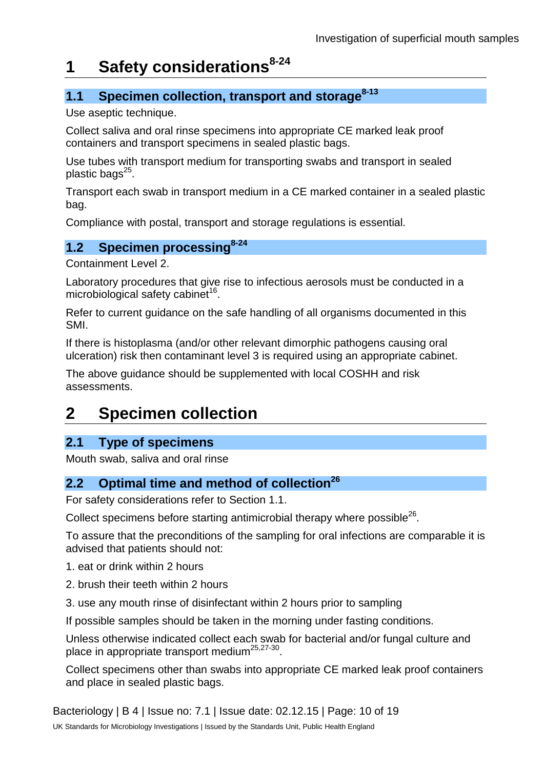# 1 Safety considerations[8-24]

## 1.1 Specimen collection, transport and storage[8-13]

Use aseptic technique.

Collect saliva and oral rinse specimens into appropriate CE marked leak proof containers and transport specimens in sealed plastic bags.

Use tubes with transport medium for transporting swabs and transport in sealed plastic bags[25].

Transport each swab in transport medium in a CE marked container in a sealed plastic bag.

Compliance with postal, transport and storage regulations is essential.

## 1.2 Specimen processing[8-24]

Containment Level 2.

Laboratory procedures that give rise to infectious aerosols must be conducted in a microbiological safety cabinet[16].

Refer to current guidance on the safe handling of all organisms documented in this SMI.

If there is histoplasma (and/or other relevant dimorphic pathogens causing oral ulceration) risk then contaminant level 3 is required using an appropriate cabinet.

The above guidance should be supplemented with local COSHH and risk assessments.

# 2 Specimen collection

## 2.1 Type of specimens

Mouth swab, saliva and oral rinse

## 2.2 Optimal time and method of collection[26]

For safety considerations refer to Section 1.1.

Collect specimens before starting antimicrobial therapy where possible[26].

To assure that the preconditions of the sampling for oral infections are comparable it is advised that patients should not:

1. eat or drink within 2 hours
2. brush their teeth within 2 hours
3. use any mouth rinse of disinfectant within 2 hours prior to sampling

If possible samples should be taken in the morning under fasting conditions.

Unless otherwise indicated collect each swab for bacterial and/or fungal culture and place in appropriate transport medium[25,27-30].

Collect specimens other than swabs into appropriate CE marked leak proof containers and place in sealed plastic bags.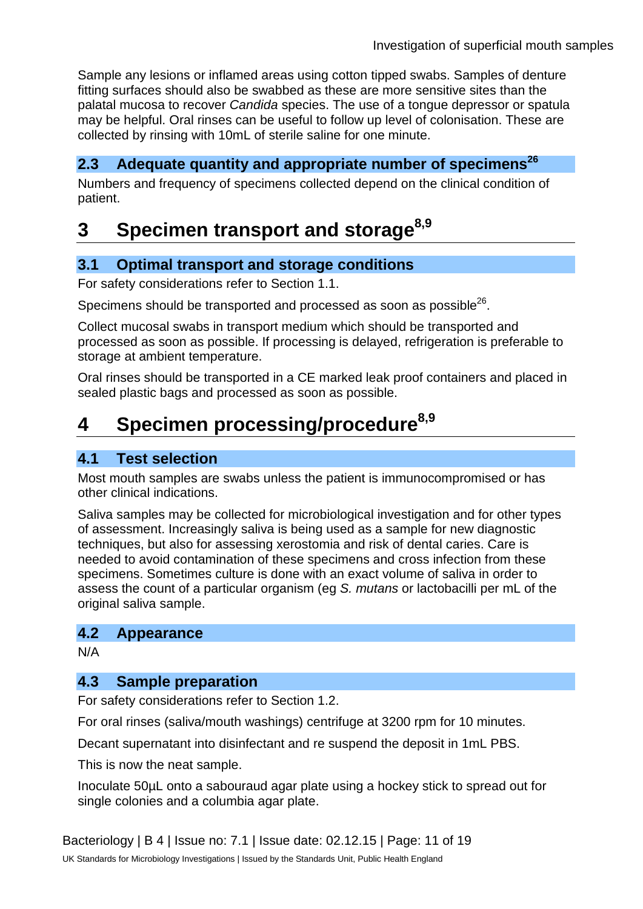Sample any lesions or inflamed areas using cotton tipped swabs. Samples of denture fitting surfaces should also be swabbed as these are more sensitive sites than the palatal mucosa to recover *Candida* species. The use of a tongue depressor or spatula may be helpful. Oral rinses can be useful to follow up level of colonisation. These are collected by rinsing with 10mL of sterile saline for one minute.

### 2.3 Adequate quantity and appropriate number of specimens[26]

Numbers and frequency of specimens collected depend on the clinical condition of patient.

## 3 Specimen transport and storage[8,9]

### 3.1 Optimal transport and storage conditions

For safety considerations refer to Section 1.1.

Specimens should be transported and processed as soon as possible[26].

Collect mucosal swabs in transport medium which should be transported and processed as soon as possible. If processing is delayed, refrigeration is preferable to storage at ambient temperature.

Oral rinses should be transported in a CE marked leak proof containers and placed in sealed plastic bags and processed as soon as possible.

## 4 Specimen processing/procedure[8,9]

### 4.1 Test selection

Most mouth samples are swabs unless the patient is immunocompromised or has other clinical indications.

Saliva samples may be collected for microbiological investigation and for other types of assessment. Increasingly saliva is being used as a sample for new diagnostic techniques, but also for assessing xerostomia and risk of dental caries. Care is needed to avoid contamination of these specimens and cross infection from these specimens. Sometimes culture is done with an exact volume of saliva in order to assess the count of a particular organism (eg *S. mutans* or lactobacilli per mL of the original saliva sample.

### 4.2 Appearance

N/A

### 4.3 Sample preparation

For safety considerations refer to Section 1.2.

For oral rinses (saliva/mouth washings) centrifuge at 3200 rpm for 10 minutes.

Decant supernatant into disinfectant and re suspend the deposit in 1mL PBS.

This is now the neat sample.

Inoculate 50µL onto a sabouraud agar plate using a hockey stick to spread out for single colonies and a columbia agar plate.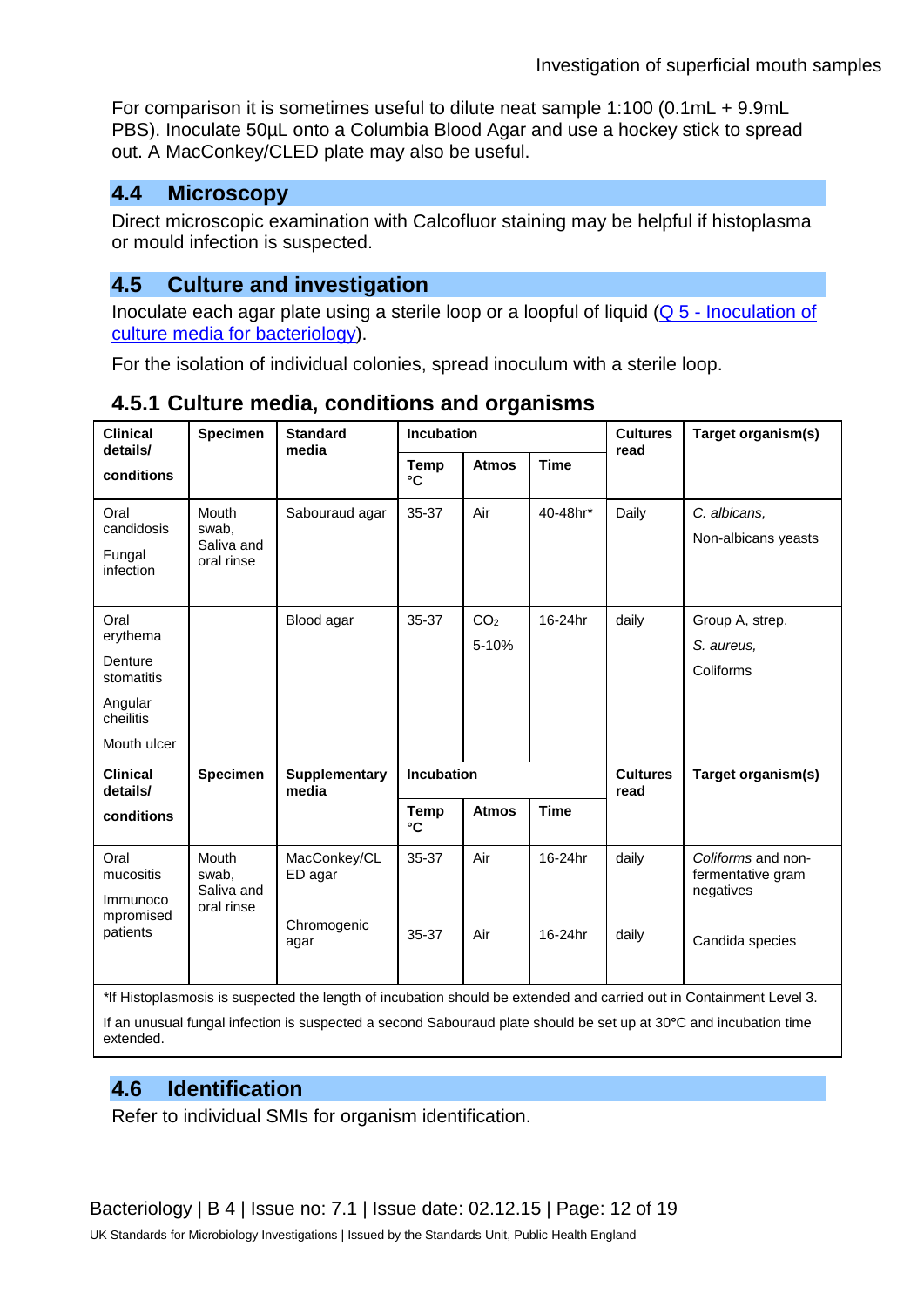For comparison it is sometimes useful to dilute neat sample 1:100 (0.1mL + 9.9mL PBS). Inoculate 50µL onto a Columbia Blood Agar and use a hockey stick to spread out. A MacConkey/CLED plate may also be useful.

## 4.4 Microscopy

Direct microscopic examination with Calcofluor staining may be helpful if histoplasma or mould infection is suspected.

## 4.5 Culture and investigation

Inoculate each agar plate using a sterile loop or a loopful of liquid (Q 5 - Inoculation of culture media for bacteriology).

For the isolation of individual colonies, spread inoculum with a sterile loop.

### 4.5.1 Culture media, conditions and organisms

| Clinical details/ conditions | Specimen | Standard media | Incubation | | | Cultures read | Target organism(s) |
|---|---|---|---|---|---|---|---|
| | | | Temp °C | Atmos | Time | | |
| Oral candidosis<br>Fungal infection | Mouth swab, Saliva and oral rinse | Sabouraud agar | 35-37 | Air | 40-48hr* | Daily | *C. albicans,*<br>Non-albicans yeasts |
| Oral erythema<br>Denture stomatitis<br>Angular cheilitis<br>Mouth ulcer | | Blood agar | 35-37 | $CO_2$ 5-10% | 16-24hr | daily | Group A, strep,<br>*S. aureus,*<br>Coliforms |
| **Clinical details/ conditions** | **Specimen** | **Supplementary media** | **Incubation** | | | **Cultures read** | **Target organism(s)** |
| | | | **Temp °C** | **Atmos** | **Time** | | |
| Oral mucositis<br>Immunocompromised patients | Mouth swab, Saliva and oral rinse | MacConkey/CLED agar | 35-37 | Air | 16-24hr | daily | *Coliforms* and non-fermentative gram negatives |
| | | Chromogenic agar | 35-37 | Air | 16-24hr | daily | Candida species |

*If Histoplasmosis is suspected the length of incubation should be extended and carried out in Containment Level 3.

If an unusual fungal infection is suspected a second Sabouraud plate should be set up at 30°C and incubation time extended.

## 4.6 Identification

Refer to individual SMIs for organism identification.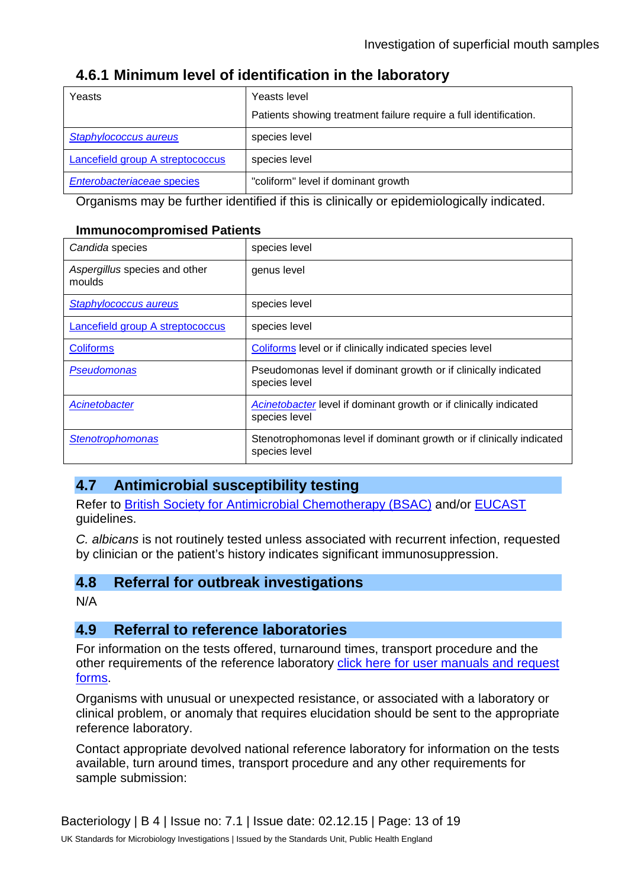### 4.6.1 Minimum level of identification in the laboratory

| | |
|---|---|
| Yeasts | Yeasts level<br>Patients showing treatment failure require a full identification. |
| *Staphylococcus aureus* | species level |
| Lancefield group A streptococcus | species level |
| *Enterobacteriaceae* species | "coliform" level if dominant growth |

Organisms may be further identified if this is clinically or epidemiologically indicated.

**Immunocompromised Patients**

| | |
|---|---|
| *Candida* species | species level |
| *Aspergillus* species and other moulds | genus level |
| *Staphylococcus aureus* | species level |
| Lancefield group A streptococcus | species level |
| Coliforms | Coliforms level or if clinically indicated species level |
| *Pseudomonas* | Pseudomonas level if dominant growth or if clinically indicated species level |
| *Acinetobacter* | *Acinetobacter* level if dominant growth or if clinically indicated species level |
| *Stenotrophomonas* | Stenotrophomonas level if dominant growth or if clinically indicated species level |

## 4.7 Antimicrobial susceptibility testing

Refer to British Society for Antimicrobial Chemotherapy (BSAC) and/or EUCAST guidelines.

*C. albicans* is not routinely tested unless associated with recurrent infection, requested by clinician or the patient's history indicates significant immunosuppression.

## 4.8 Referral for outbreak investigations

N/A

## 4.9 Referral to reference laboratories

For information on the tests offered, turnaround times, transport procedure and the other requirements of the reference laboratory click here for user manuals and request forms.

Organisms with unusual or unexpected resistance, or associated with a laboratory or clinical problem, or anomaly that requires elucidation should be sent to the appropriate reference laboratory.

Contact appropriate devolved national reference laboratory for information on the tests available, turn around times, transport procedure and any other requirements for sample submission: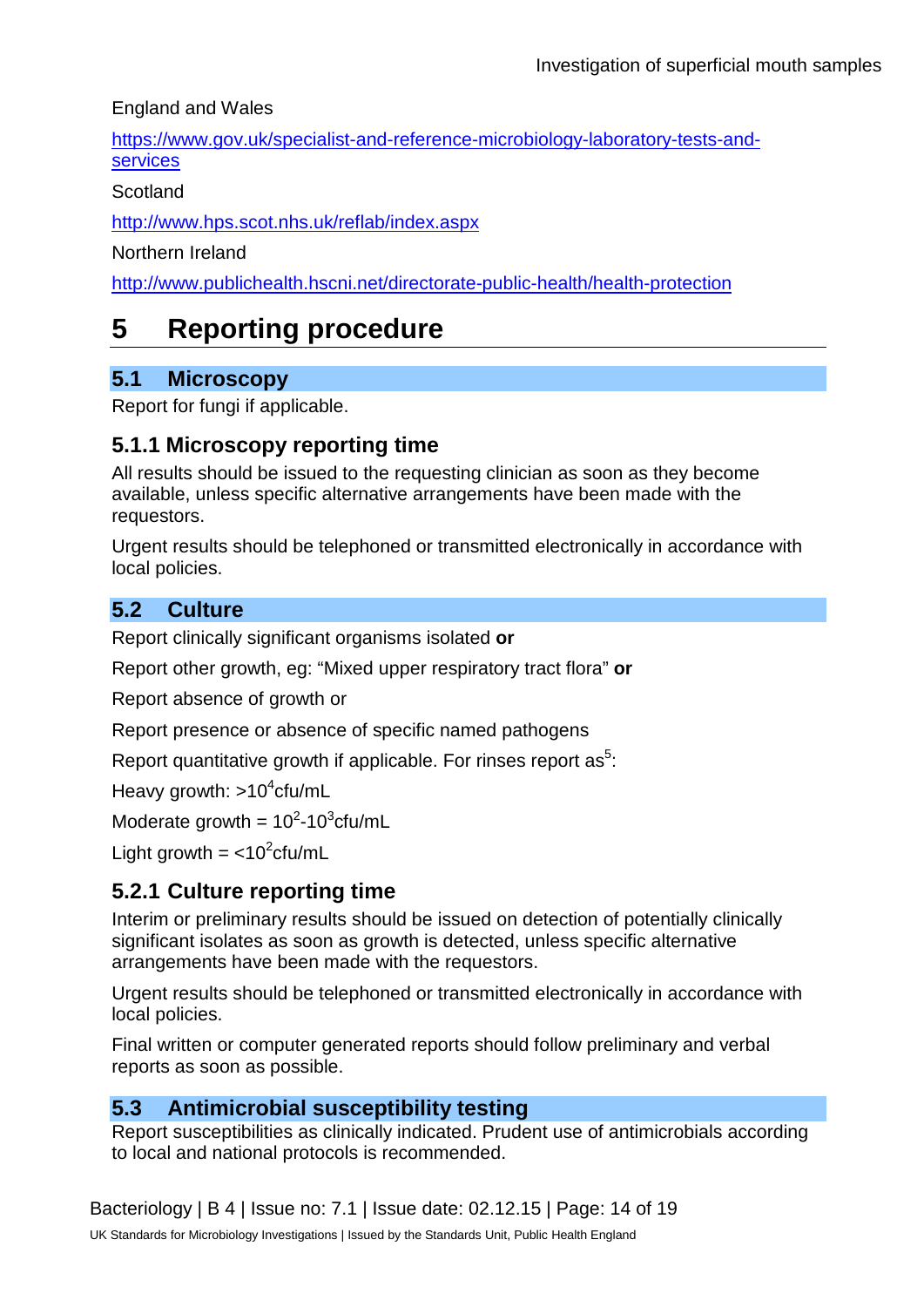England and Wales

https://www.gov.uk/specialist-and-reference-microbiology-laboratory-tests-and-services

Scotland

http://www.hps.scot.nhs.uk/reflab/index.aspx

Northern Ireland

http://www.publichealth.hscni.net/directorate-public-health/health-protection

# 5 Reporting procedure

## 5.1 Microscopy

Report for fungi if applicable.

### 5.1.1 Microscopy reporting time

All results should be issued to the requesting clinician as soon as they become available, unless specific alternative arrangements have been made with the requestors.

Urgent results should be telephoned or transmitted electronically in accordance with local policies.

## 5.2 Culture

Report clinically significant organisms isolated **or**

Report other growth, eg: "Mixed upper respiratory tract flora" **or**

Report absence of growth or

Report presence or absence of specific named pathogens

Report quantitative growth if applicable. For rinses report as[5]:

Heavy growth: $>10^4$cfu/mL

Moderate growth = $10^2$-$10^3$cfu/mL

Light growth = $<10^2$cfu/mL

### 5.2.1 Culture reporting time

Interim or preliminary results should be issued on detection of potentially clinically significant isolates as soon as growth is detected, unless specific alternative arrangements have been made with the requestors.

Urgent results should be telephoned or transmitted electronically in accordance with local policies.

Final written or computer generated reports should follow preliminary and verbal reports as soon as possible.

## 5.3 Antimicrobial susceptibility testing

Report susceptibilities as clinically indicated. Prudent use of antimicrobials according to local and national protocols is recommended.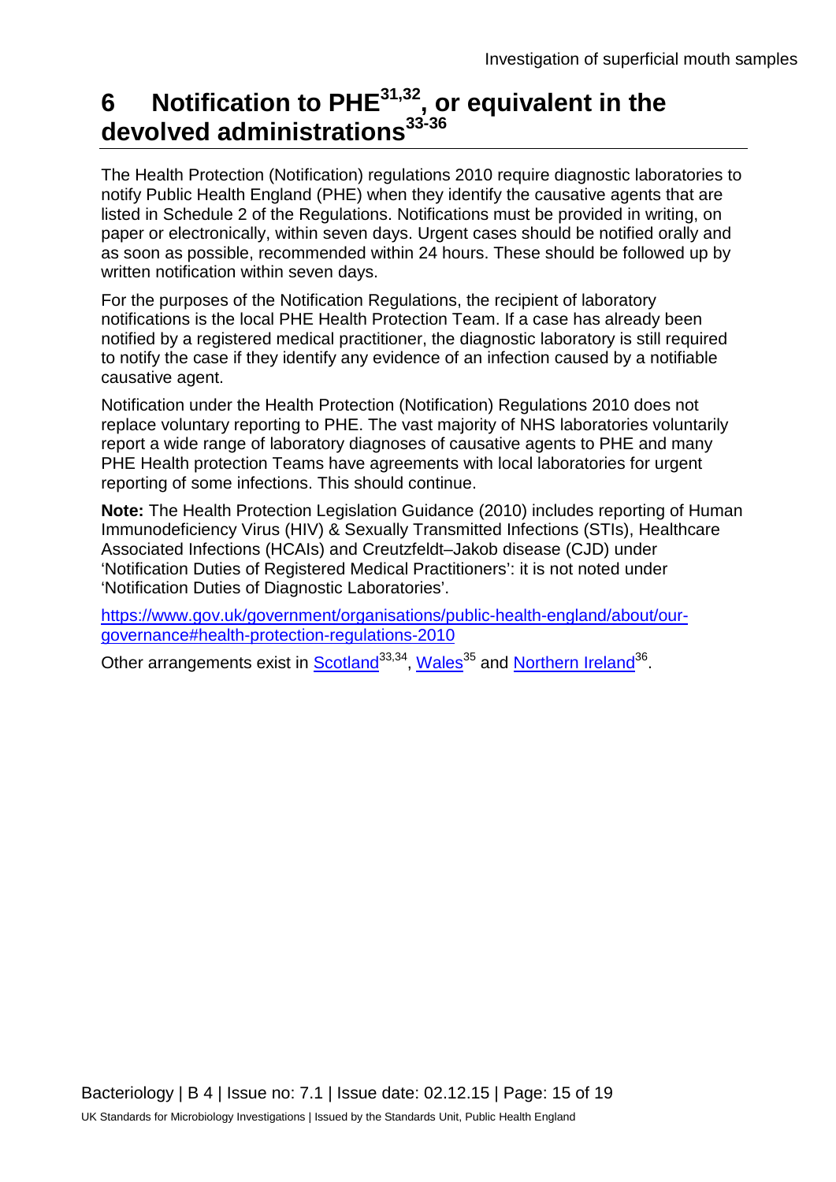# 6 Notification to PHE[31,32], or equivalent in the devolved administrations[33-36]

The Health Protection (Notification) regulations 2010 require diagnostic laboratories to notify Public Health England (PHE) when they identify the causative agents that are listed in Schedule 2 of the Regulations. Notifications must be provided in writing, on paper or electronically, within seven days. Urgent cases should be notified orally and as soon as possible, recommended within 24 hours. These should be followed up by written notification within seven days.

For the purposes of the Notification Regulations, the recipient of laboratory notifications is the local PHE Health Protection Team. If a case has already been notified by a registered medical practitioner, the diagnostic laboratory is still required to notify the case if they identify any evidence of an infection caused by a notifiable causative agent.

Notification under the Health Protection (Notification) Regulations 2010 does not replace voluntary reporting to PHE. The vast majority of NHS laboratories voluntarily report a wide range of laboratory diagnoses of causative agents to PHE and many PHE Health protection Teams have agreements with local laboratories for urgent reporting of some infections. This should continue.

**Note:** The Health Protection Legislation Guidance (2010) includes reporting of Human Immunodeficiency Virus (HIV) & Sexually Transmitted Infections (STIs), Healthcare Associated Infections (HCAIs) and Creutzfeldt–Jakob disease (CJD) under 'Notification Duties of Registered Medical Practitioners': it is not noted under 'Notification Duties of Diagnostic Laboratories'.

https://www.gov.uk/government/organisations/public-health-england/about/our-governance#health-protection-regulations-2010

Other arrangements exist in Scotland[33,34], Wales[35] and Northern Ireland[36].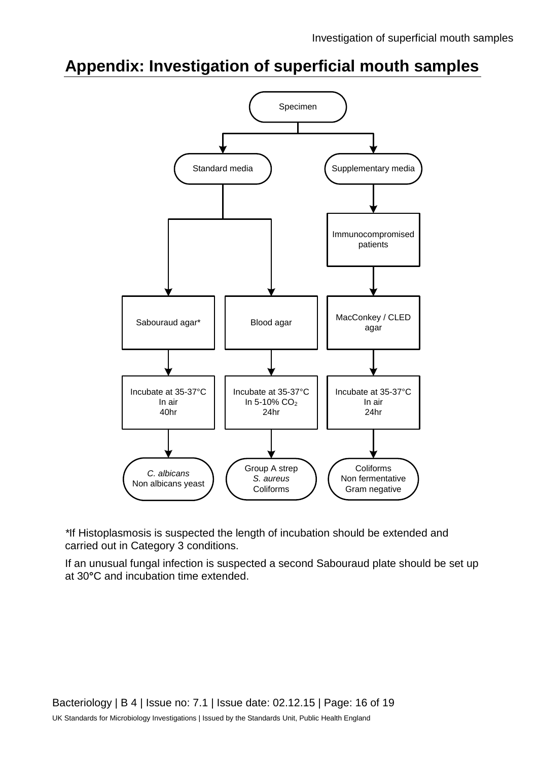# Appendix: Investigation of superficial mouth samples

Specimen

- Standard media
  - Sabouraud agar*
    - Incubate at 35-37°C  
      In air  
      40hr
      - *C. albicans*  
        Non albicans yeast
  - Blood agar
    - Incubate at 35-37°C  
      In 5-10% $CO_2$  
      24hr
      - Group A strep  
        *S. aureus*  
        Coliforms
- Supplementary media
  - Immunocompromised patients
    - MacConkey / CLED agar
      - Incubate at 35-37°C  
        In air  
        24hr
        - Coliforms  
          Non fermentative  
          Gram negative

*If Histoplasmosis is suspected the length of incubation should be extended and carried out in Category 3 conditions.

If an unusual fungal infection is suspected a second Sabouraud plate should be set up at 30°C and incubation time extended.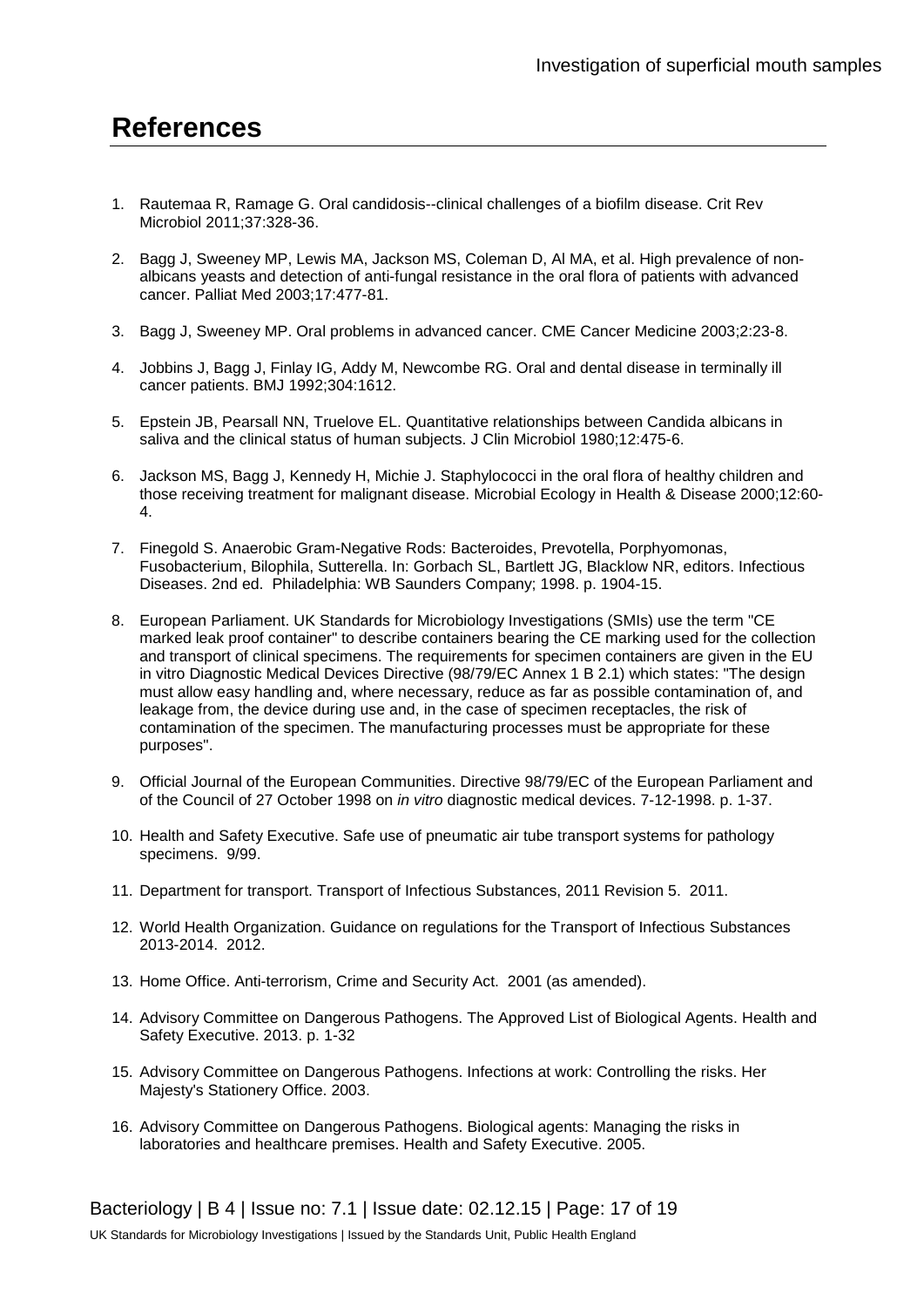# References

1. Rautemaa R, Ramage G. Oral candidosis--clinical challenges of a biofilm disease. Crit Rev Microbiol 2011;37:328-36.

2. Bagg J, Sweeney MP, Lewis MA, Jackson MS, Coleman D, Al MA, et al. High prevalence of non-albicans yeasts and detection of anti-fungal resistance in the oral flora of patients with advanced cancer. Palliat Med 2003;17:477-81.

3. Bagg J, Sweeney MP. Oral problems in advanced cancer. CME Cancer Medicine 2003;2:23-8.

4. Jobbins J, Bagg J, Finlay IG, Addy M, Newcombe RG. Oral and dental disease in terminally ill cancer patients. BMJ 1992;304:1612.

5. Epstein JB, Pearsall NN, Truelove EL. Quantitative relationships between Candida albicans in saliva and the clinical status of human subjects. J Clin Microbiol 1980;12:475-6.

6. Jackson MS, Bagg J, Kennedy H, Michie J. Staphylococci in the oral flora of healthy children and those receiving treatment for malignant disease. Microbial Ecology in Health & Disease 2000;12:60-4.

7. Finegold S. Anaerobic Gram-Negative Rods: Bacteroides, Prevotella, Porphyomonas, Fusobacterium, Bilophila, Sutterella. In: Gorbach SL, Bartlett JG, Blacklow NR, editors. Infectious Diseases. 2nd ed. Philadelphia: WB Saunders Company; 1998. p. 1904-15.

8. European Parliament. UK Standards for Microbiology Investigations (SMIs) use the term "CE marked leak proof container" to describe containers bearing the CE marking used for the collection and transport of clinical specimens. The requirements for specimen containers are given in the EU in vitro Diagnostic Medical Devices Directive (98/79/EC Annex 1 B 2.1) which states: "The design must allow easy handling and, where necessary, reduce as far as possible contamination of, and leakage from, the device during use and, in the case of specimen receptacles, the risk of contamination of the specimen. The manufacturing processes must be appropriate for these purposes".

9. Official Journal of the European Communities. Directive 98/79/EC of the European Parliament and of the Council of 27 October 1998 on *in vitro* diagnostic medical devices. 7-12-1998. p. 1-37.

10. Health and Safety Executive. Safe use of pneumatic air tube transport systems for pathology specimens. 9/99.

11. Department for transport. Transport of Infectious Substances, 2011 Revision 5. 2011.

12. World Health Organization. Guidance on regulations for the Transport of Infectious Substances 2013-2014. 2012.

13. Home Office. Anti-terrorism, Crime and Security Act. 2001 (as amended).

14. Advisory Committee on Dangerous Pathogens. The Approved List of Biological Agents. Health and Safety Executive. 2013. p. 1-32

15. Advisory Committee on Dangerous Pathogens. Infections at work: Controlling the risks. Her Majesty's Stationery Office. 2003.

16. Advisory Committee on Dangerous Pathogens. Biological agents: Managing the risks in laboratories and healthcare premises. Health and Safety Executive. 2005.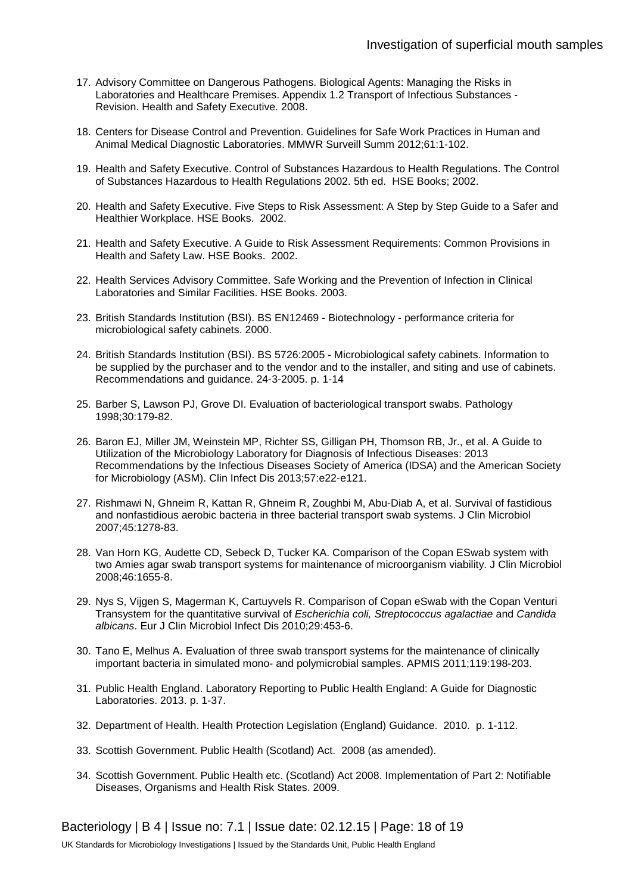17. Advisory Committee on Dangerous Pathogens. Biological Agents: Managing the Risks in Laboratories and Healthcare Premises. Appendix 1.2 Transport of Infectious Substances - Revision. Health and Safety Executive. 2008.

18. Centers for Disease Control and Prevention. Guidelines for Safe Work Practices in Human and Animal Medical Diagnostic Laboratories. MMWR Surveill Summ 2012;61:1-102.

19. Health and Safety Executive. Control of Substances Hazardous to Health Regulations. The Control of Substances Hazardous to Health Regulations 2002. 5th ed. HSE Books; 2002.

20. Health and Safety Executive. Five Steps to Risk Assessment: A Step by Step Guide to a Safer and Healthier Workplace. HSE Books. 2002.

21. Health and Safety Executive. A Guide to Risk Assessment Requirements: Common Provisions in Health and Safety Law. HSE Books. 2002.

22. Health Services Advisory Committee. Safe Working and the Prevention of Infection in Clinical Laboratories and Similar Facilities. HSE Books. 2003.

23. British Standards Institution (BSI). BS EN12469 - Biotechnology - performance criteria for microbiological safety cabinets. 2000.

24. British Standards Institution (BSI). BS 5726:2005 - Microbiological safety cabinets. Information to be supplied by the purchaser and to the vendor and to the installer, and siting and use of cabinets. Recommendations and guidance. 24-3-2005. p. 1-14

25. Barber S, Lawson PJ, Grove DI. Evaluation of bacteriological transport swabs. Pathology 1998;30:179-82.

26. Baron EJ, Miller JM, Weinstein MP, Richter SS, Gilligan PH, Thomson RB, Jr., et al. A Guide to Utilization of the Microbiology Laboratory for Diagnosis of Infectious Diseases: 2013 Recommendations by the Infectious Diseases Society of America (IDSA) and the American Society for Microbiology (ASM). Clin Infect Dis 2013;57:e22-e121.

27. Rishmawi N, Ghneim R, Kattan R, Ghneim R, Zoughbi M, Abu-Diab A, et al. Survival of fastidious and nonfastidious aerobic bacteria in three bacterial transport swab systems. J Clin Microbiol 2007;45:1278-83.

28. Van Horn KG, Audette CD, Sebeck D, Tucker KA. Comparison of the Copan ESwab system with two Amies agar swab transport systems for maintenance of microorganism viability. J Clin Microbiol 2008;46:1655-8.

29. Nys S, Vijgen S, Magerman K, Cartuyvels R. Comparison of Copan eSwab with the Copan Venturi Transystem for the quantitative survival of *Escherichia coli, Streptococcus agalactiae* and *Candida albicans*. Eur J Clin Microbiol Infect Dis 2010;29:453-6.

30. Tano E, Melhus A. Evaluation of three swab transport systems for the maintenance of clinically important bacteria in simulated mono- and polymicrobial samples. APMIS 2011;119:198-203.

31. Public Health England. Laboratory Reporting to Public Health England: A Guide for Diagnostic Laboratories. 2013. p. 1-37.

32. Department of Health. Health Protection Legislation (England) Guidance. 2010. p. 1-112.

33. Scottish Government. Public Health (Scotland) Act. 2008 (as amended).

34. Scottish Government. Public Health etc. (Scotland) Act 2008. Implementation of Part 2: Notifiable Diseases, Organisms and Health Risk States. 2009.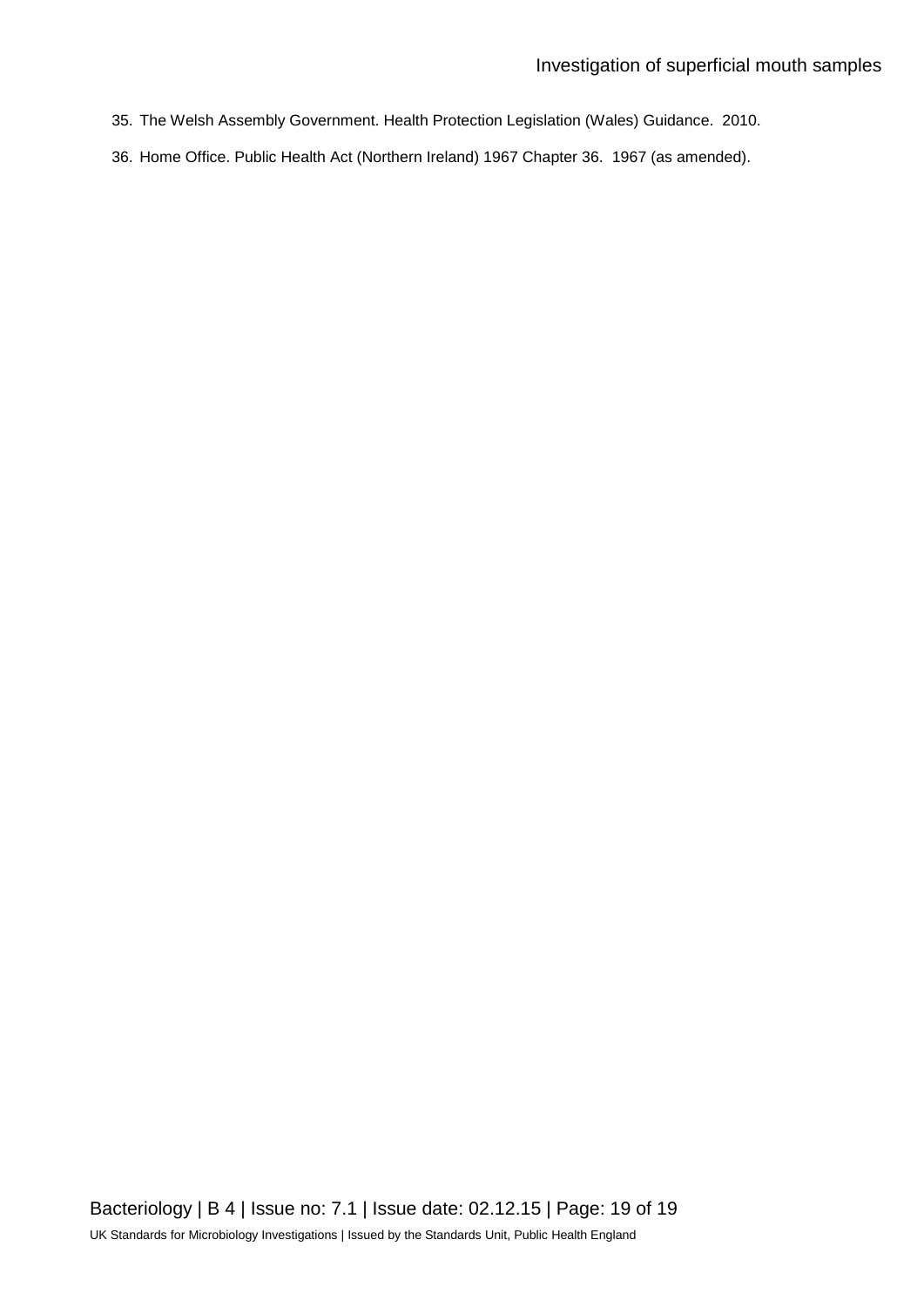35. The Welsh Assembly Government. Health Protection Legislation (Wales) Guidance. 2010.

36. Home Office. Public Health Act (Northern Ireland) 1967 Chapter 36. 1967 (as amended).